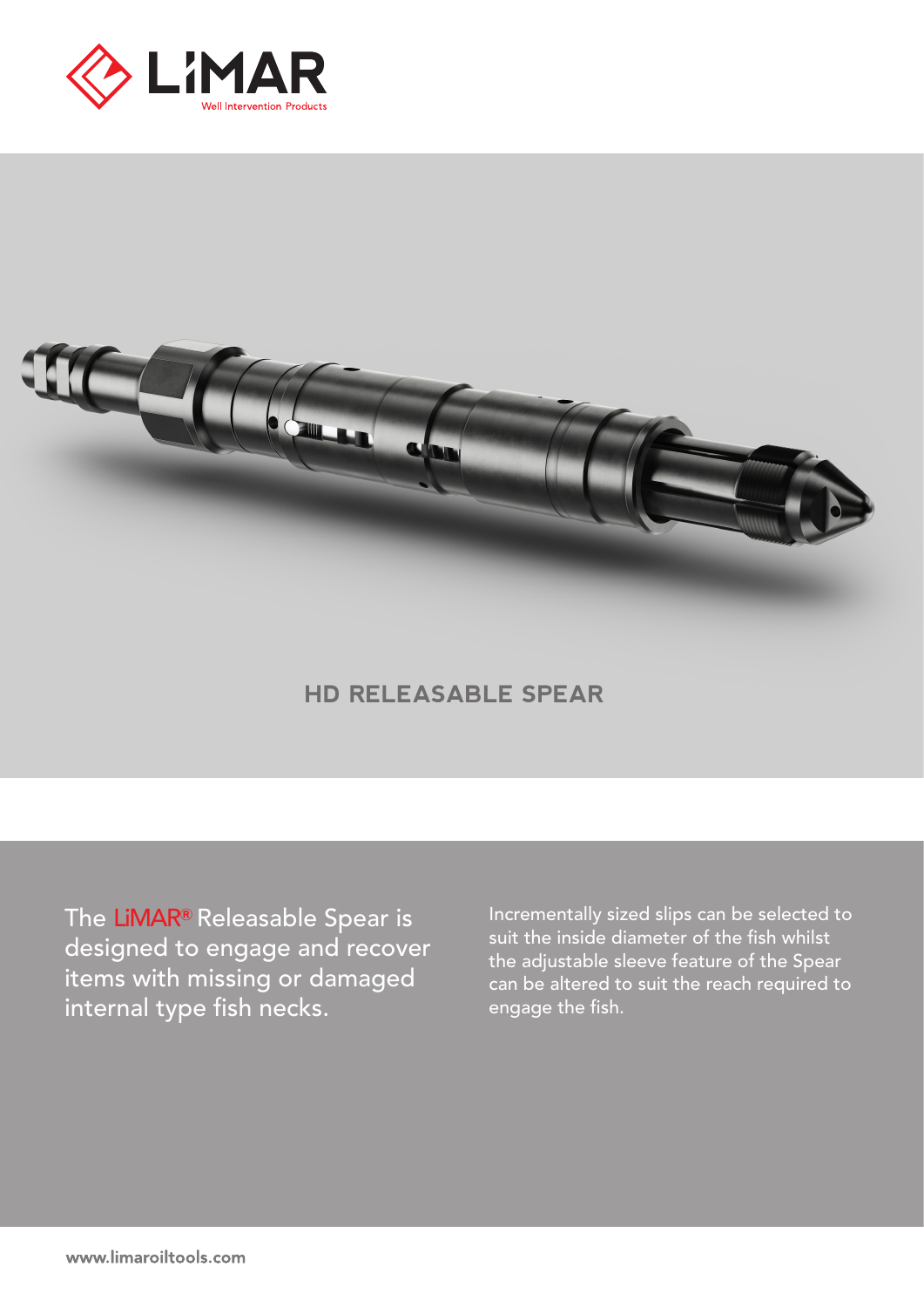LiMAR

Well Intervention Products

# HD RELEASABLE SPEAR

The LiMAR® Releasable Spear is designed to engage and recover items with missing or damaged internal type fish necks.

Incrementally sized slips can be selected to suit the inside diameter of the fish whilst the adjustable sleeve feature of the Spear can be altered to suit the reach required to engage the fish.

www.limaroiltools.com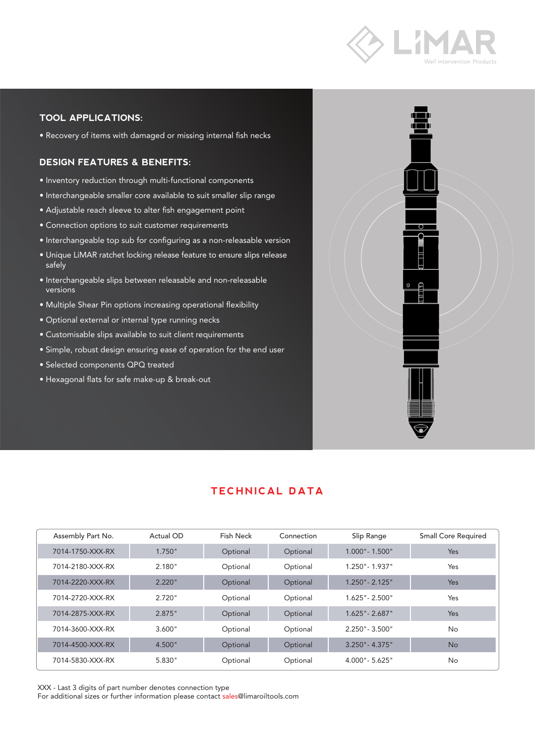## TOOL APPLICATIONS:

- Recovery of items with damaged or missing internal fish necks

## DESIGN FEATURES & BENEFITS:

- Inventory reduction through multi-functional components
- Interchangeable smaller core available to suit smaller slip range
- Adjustable reach sleeve to alter fish engagement point
- Connection options to suit customer requirements
- Interchangeable top sub for configuring as a non-releasable version
- Unique LiMAR ratchet locking release feature to ensure slips release safely
- Interchangeable slips between releasable and non-releasable versions
- Multiple Shear Pin options increasing operational flexibility
- Optional external or internal type running necks
- Customisable slips available to suit client requirements
- Simple, robust design ensuring ease of operation for the end user
- Selected components QPQ treated
- Hexagonal flats for safe make-up & break-out

## TECHNICAL DATA

| Assembly Part No. | Actual OD | Fish Neck | Connection | Slip Range | Small Core Required |
|---|---|---|---|---|---|
| 7014-1750-XXX-RX | 1.750" | Optional | Optional | 1.000"- 1.500" | Yes |
| 7014-2180-XXX-RX | 2.180" | Optional | Optional | 1.250"- 1.937" | Yes |
| 7014-2220-XXX-RX | 2.220" | Optional | Optional | 1.250"- 2.125" | Yes |
| 7014-2720-XXX-RX | 2.720" | Optional | Optional | 1.625"- 2.500" | Yes |
| 7014-2875-XXX-RX | 2.875" | Optional | Optional | 1.625"- 2.687" | Yes |
| 7014-3600-XXX-RX | 3.600" | Optional | Optional | 2.250"- 3.500" | No |
| 7014-4500-XXX-RX | 4.500" | Optional | Optional | 3.250"- 4.375" | No |
| 7014-5830-XXX-RX | 5.830" | Optional | Optional | 4.000"- 5.625" | No |

XXX - Last 3 digits of part number denotes connection type
For additional sizes or further information please contact sales@limaroiltools.com